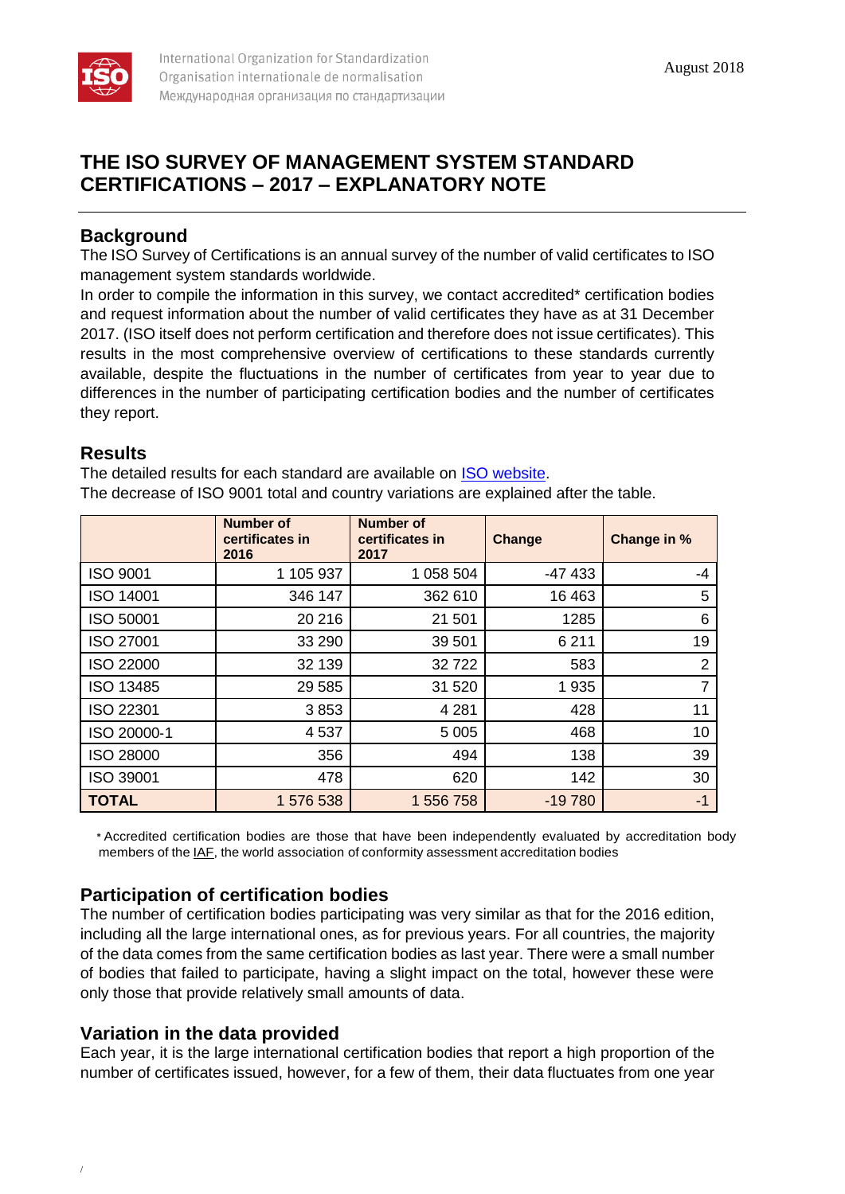# THE ISO SURVEY OF MANAGEMENT SYSTEM STANDARD CERTIFICATIONS – 2017 – EXPLANATORY NOTE

## Background

The ISO Survey of Certifications is an annual survey of the number of valid certificates to ISO management system standards worldwide.

In order to compile the information in this survey, we contact accredited* certification bodies and request information about the number of valid certificates they have as at 31 December 2017. (ISO itself does not perform certification and therefore does not issue certificates). This results in the most comprehensive overview of certifications to these standards currently available, despite the fluctuations in the number of certificates from year to year due to differences in the number of participating certification bodies and the number of certificates they report.

## Results

The detailed results for each standard are available on ISO website.

The decrease of ISO 9001 total and country variations are explained after the table.

| | Number of certificates in 2016 | Number of certificates in 2017 | Change | Change in % |
|---|---|---|---|---|
| ISO 9001 | 1 105 937 | 1 058 504 | -47 433 | -4 |
| ISO 14001 | 346 147 | 362 610 | 16 463 | 5 |
| ISO 50001 | 20 216 | 21 501 | 1285 | 6 |
| ISO 27001 | 33 290 | 39 501 | 6 211 | 19 |
| ISO 22000 | 32 139 | 32 722 | 583 | 2 |
| ISO 13485 | 29 585 | 31 520 | 1 935 | 7 |
| ISO 22301 | 3 853 | 4 281 | 428 | 11 |
| ISO 20000-1 | 4 537 | 5 005 | 468 | 10 |
| ISO 28000 | 356 | 494 | 138 | 39 |
| ISO 39001 | 478 | 620 | 142 | 30 |
| **TOTAL** | 1 576 538 | 1 556 758 | -19 780 | -1 |

\* Accredited certification bodies are those that have been independently evaluated by accreditation body members of the IAF, the world association of conformity assessment accreditation bodies

## Participation of certification bodies

The number of certification bodies participating was very similar as that for the 2016 edition, including all the large international ones, as for previous years. For all countries, the majority of the data comes from the same certification bodies as last year. There were a small number of bodies that failed to participate, having a slight impact on the total, however these were only those that provide relatively small amounts of data.

## Variation in the data provided

Each year, it is the large international certification bodies that report a high proportion of the number of certificates issued, however, for a few of them, their data fluctuates from one year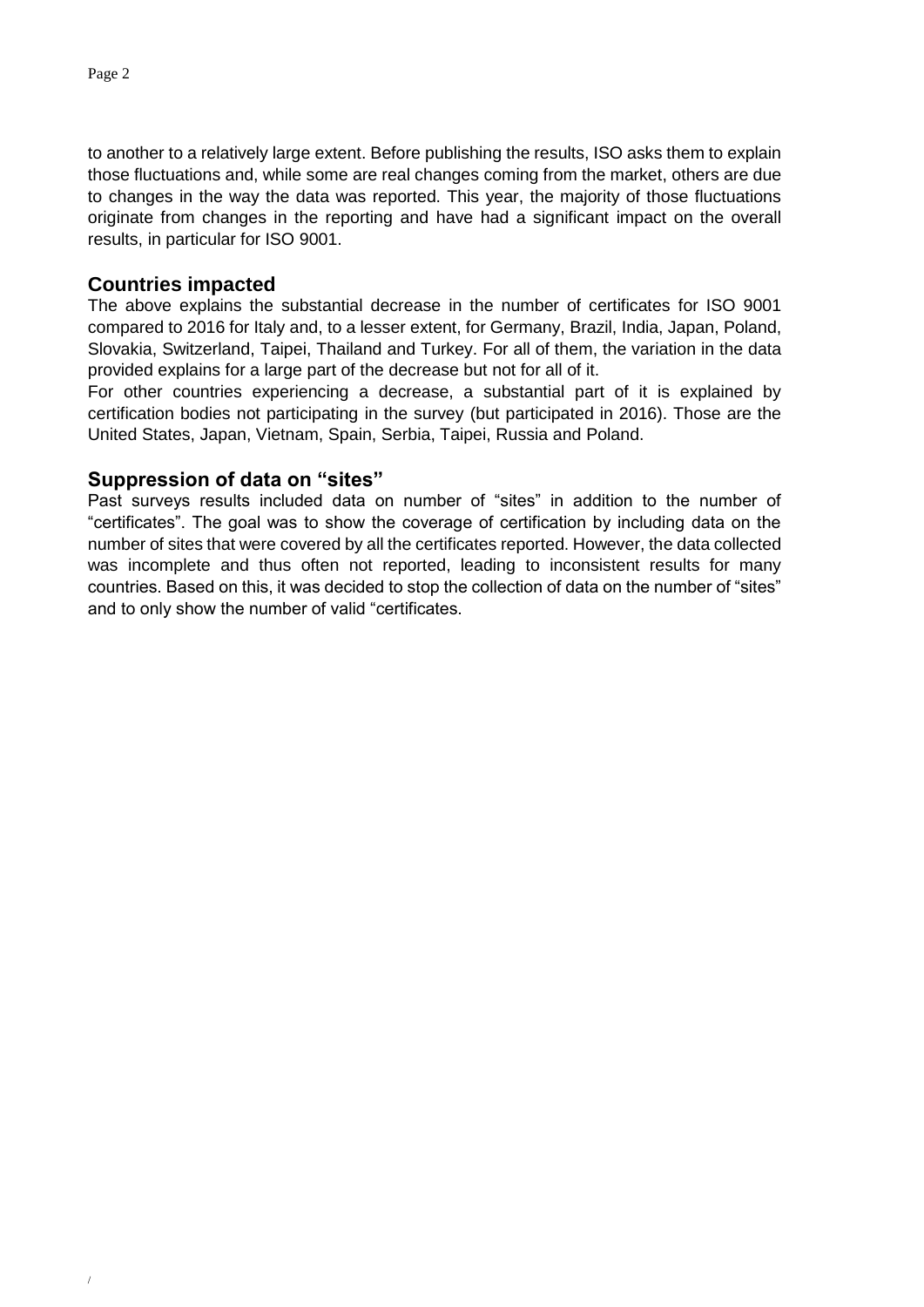to another to a relatively large extent. Before publishing the results, ISO asks them to explain those fluctuations and, while some are real changes coming from the market, others are due to changes in the way the data was reported. This year, the majority of those fluctuations originate from changes in the reporting and have had a significant impact on the overall results, in particular for ISO 9001.

## Countries impacted

The above explains the substantial decrease in the number of certificates for ISO 9001 compared to 2016 for Italy and, to a lesser extent, for Germany, Brazil, India, Japan, Poland, Slovakia, Switzerland, Taipei, Thailand and Turkey. For all of them, the variation in the data provided explains for a large part of the decrease but not for all of it.

For other countries experiencing a decrease, a substantial part of it is explained by certification bodies not participating in the survey (but participated in 2016). Those are the United States, Japan, Vietnam, Spain, Serbia, Taipei, Russia and Poland.

## Suppression of data on "sites"

Past surveys results included data on number of "sites" in addition to the number of "certificates". The goal was to show the coverage of certification by including data on the number of sites that were covered by all the certificates reported. However, the data collected was incomplete and thus often not reported, leading to inconsistent results for many countries. Based on this, it was decided to stop the collection of data on the number of "sites" and to only show the number of valid "certificates.